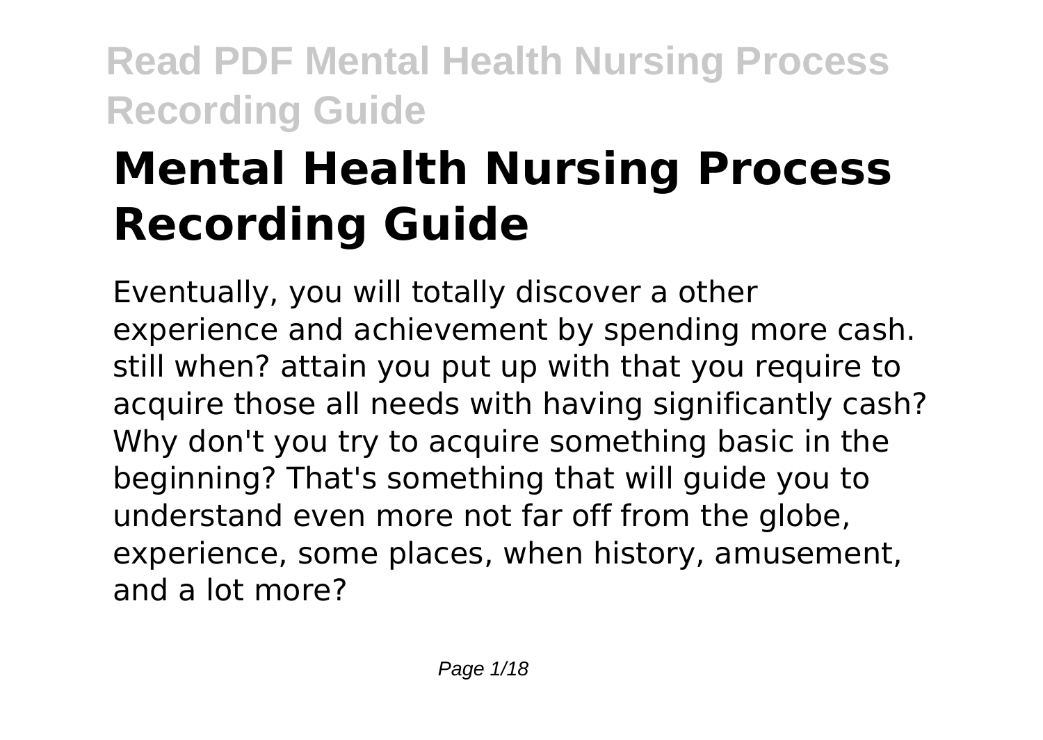# Mental Health Nursing Process Recording Guide

Eventually, you will totally discover a other experience and achievement by spending more cash. still when? attain you put up with that you require to acquire those all needs with having significantly cash? Why don't you try to acquire something basic in the beginning? That's something that will guide you to understand even more not far off from the globe, experience, some places, when history, amusement, and a lot more?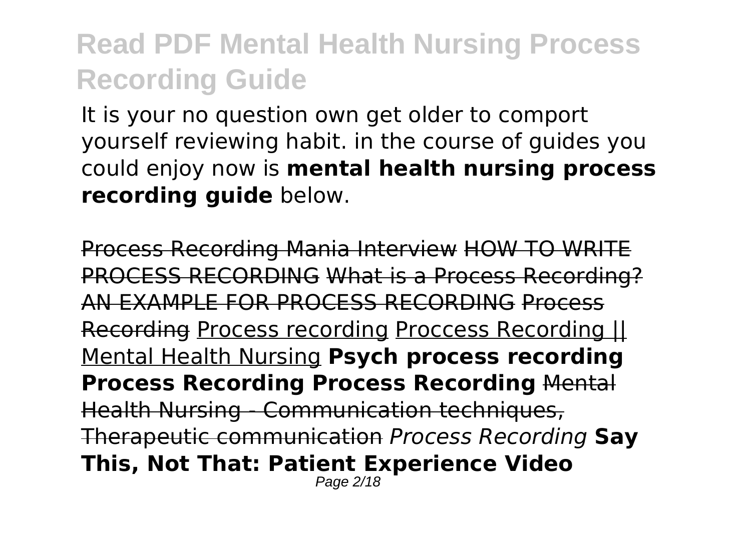It is your no question own get older to comport yourself reviewing habit. in the course of guides you could enjoy now is **mental health nursing process recording guide** below.

~~Process Recording Mania Interview~~ ~~HOW TO WRITE PROCESS RECORDING~~ ~~What is a Process Recording?~~ ~~AN EXAMPLE FOR PROCESS RECORDING~~ ~~Process Recording~~ Process recording Proccess Recording || Mental Health Nursing **Psych process recording Process Recording Process Recording** ~~Mental Health Nursing - Communication techniques, Therapeutic communication~~ *Process Recording* **Say This, Not That: Patient Experience Video**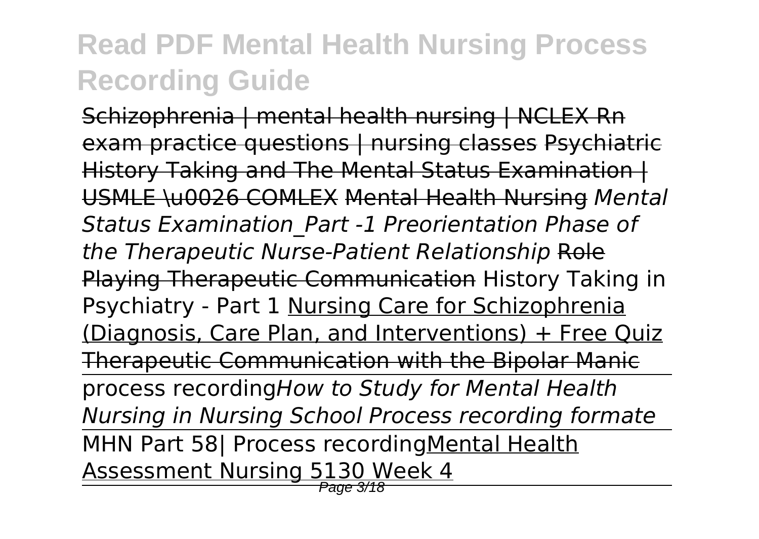Schizophrenia | mental health nursing | NCLEX Rn exam practice questions | nursing classes Psychiatric History Taking and The Mental Status Examination | USMLE \u0026 COMLEX Mental Health Nursing *Mental Status Examination_Part -1 Preorientation Phase of the Therapeutic Nurse-Patient Relationship* Role Playing Therapeutic Communication History Taking in Psychiatry - Part 1 Nursing Care for Schizophrenia (Diagnosis, Care Plan, and Interventions) + Free Quiz Therapeutic Communication with the Bipolar Manic

process recording*How to Study for Mental Health Nursing in Nursing School Process recording formate*

MHN Part 58| Process recordingMental Health Assessment Nursing 5130 Week 4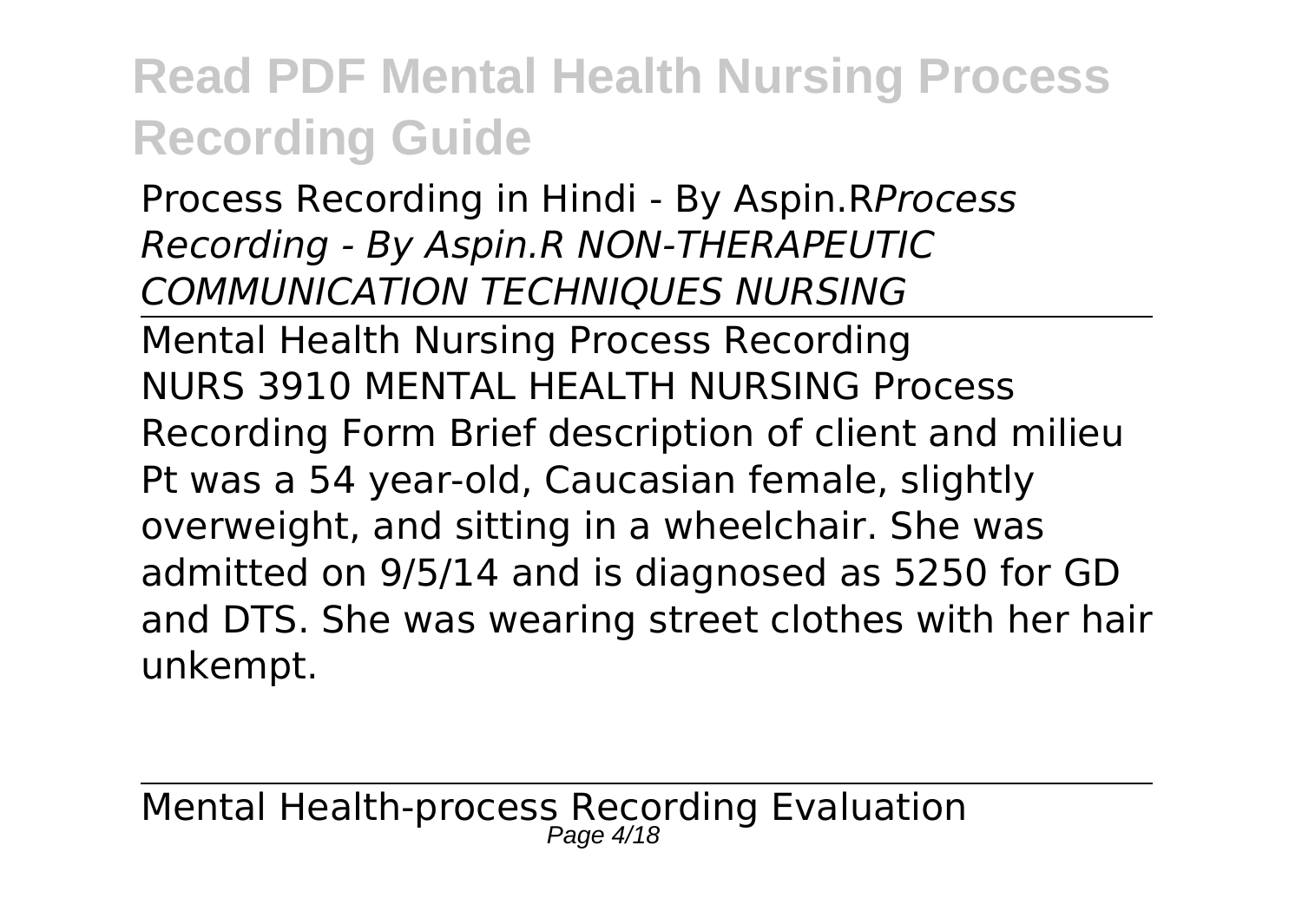Process Recording in Hindi - By Aspin.R*Process Recording - By Aspin.R NON-THERAPEUTIC COMMUNICATION TECHNIQUES NURSING*

Mental Health Nursing Process Recording

NURS 3910 MENTAL HEALTH NURSING Process Recording Form Brief description of client and milieu Pt was a 54 year-old, Caucasian female, slightly overweight, and sitting in a wheelchair. She was admitted on 9/5/14 and is diagnosed as 5250 for GD and DTS. She was wearing street clothes with her hair unkempt.

Mental Health-process Recording Evaluation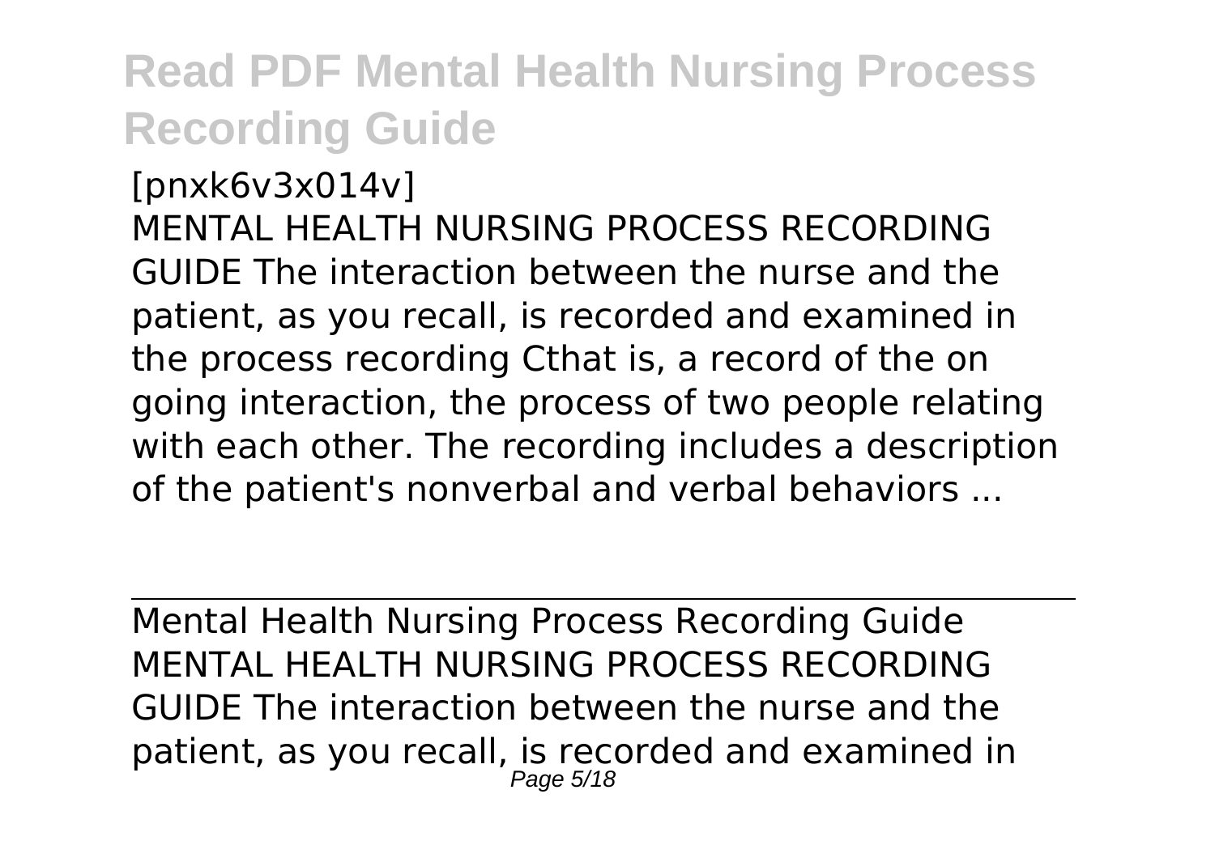[pnxk6v3x014v]

MENTAL HEALTH NURSING PROCESS RECORDING GUIDE The interaction between the nurse and the patient, as you recall, is recorded and examined in the process recording Cthat is, a record of the on going interaction, the process of two people relating with each other. The recording includes a description of the patient's nonverbal and verbal behaviors ...

---

Mental Health Nursing Process Recording Guide

MENTAL HEALTH NURSING PROCESS RECORDING GUIDE The interaction between the nurse and the patient, as you recall, is recorded and examined in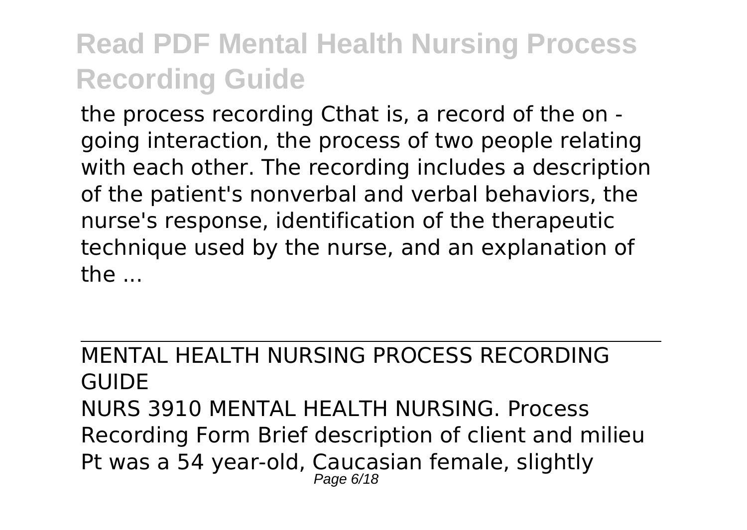the process recording Cthat is, a record of the on - going interaction, the process of two people relating with each other. The recording includes a description of the patient's nonverbal and verbal behaviors, the nurse's response, identification of the therapeutic technique used by the nurse, and an explanation of the ...

## MENTAL HEALTH NURSING PROCESS RECORDING GUIDE

NURS 3910 MENTAL HEALTH NURSING. Process Recording Form Brief description of client and milieu Pt was a 54 year-old, Caucasian female, slightly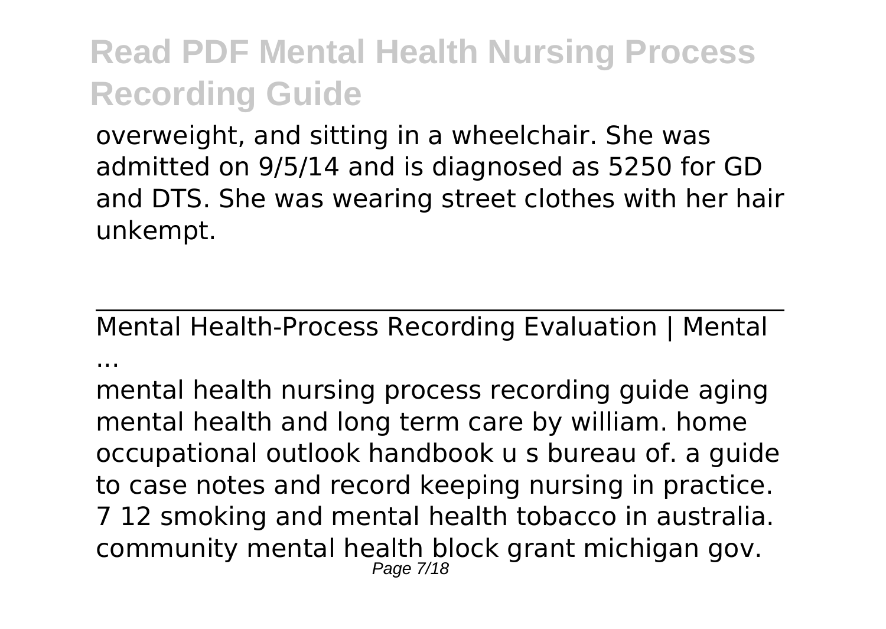overweight, and sitting in a wheelchair. She was admitted on 9/5/14 and is diagnosed as 5250 for GD and DTS. She was wearing street clothes with her hair unkempt.

## Mental Health-Process Recording Evaluation | Mental ...

mental health nursing process recording guide aging mental health and long term care by william. home occupational outlook handbook u s bureau of. a guide to case notes and record keeping nursing in practice. 7 12 smoking and mental health tobacco in australia. community mental health block grant michigan gov.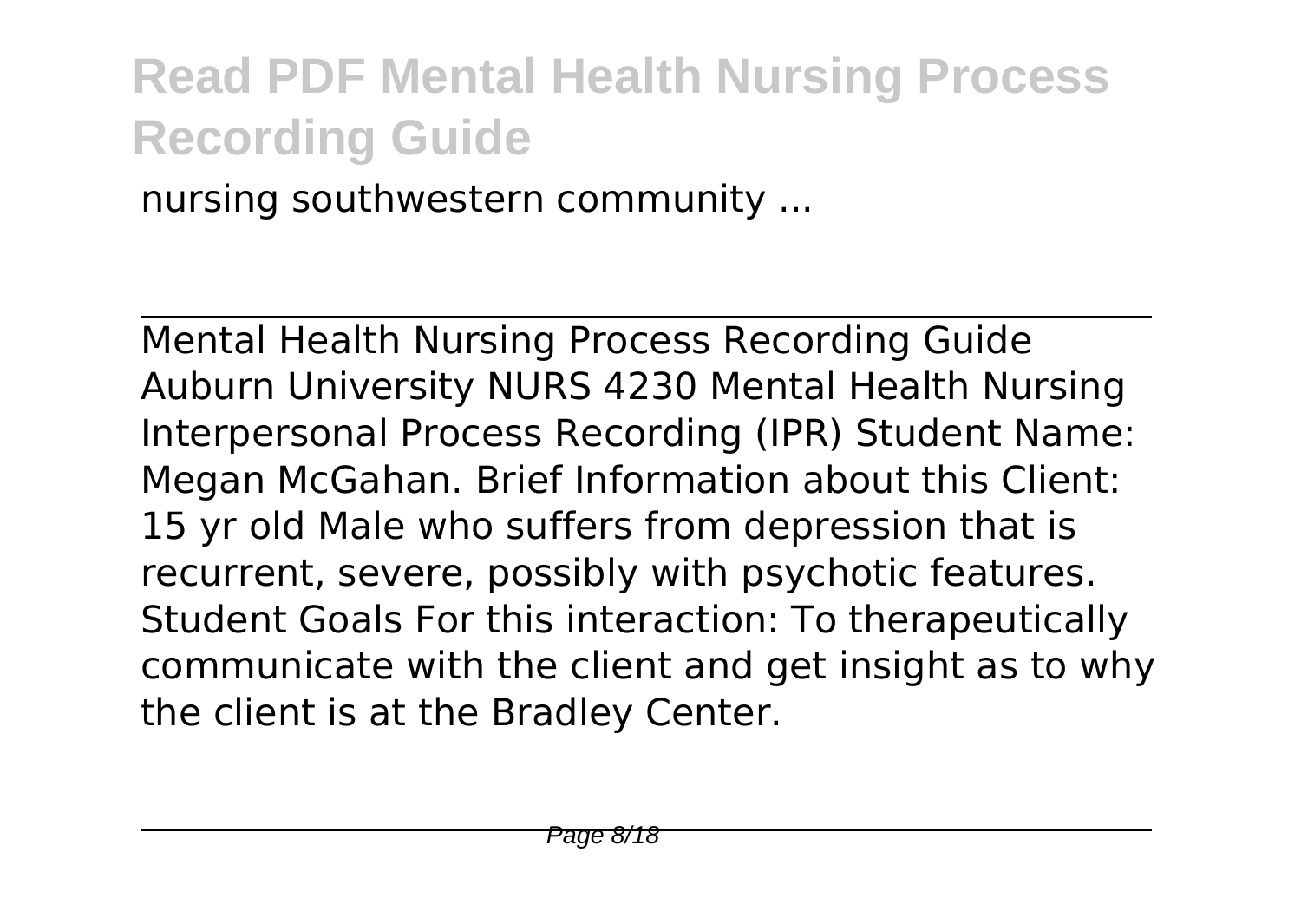nursing southwestern community ...

---

Mental Health Nursing Process Recording Guide Auburn University NURS 4230 Mental Health Nursing Interpersonal Process Recording (IPR) Student Name: Megan McGahan. Brief Information about this Client: 15 yr old Male who suffers from depression that is recurrent, severe, possibly with psychotic features. Student Goals For this interaction: To therapeutically communicate with the client and get insight as to why the client is at the Bradley Center.

---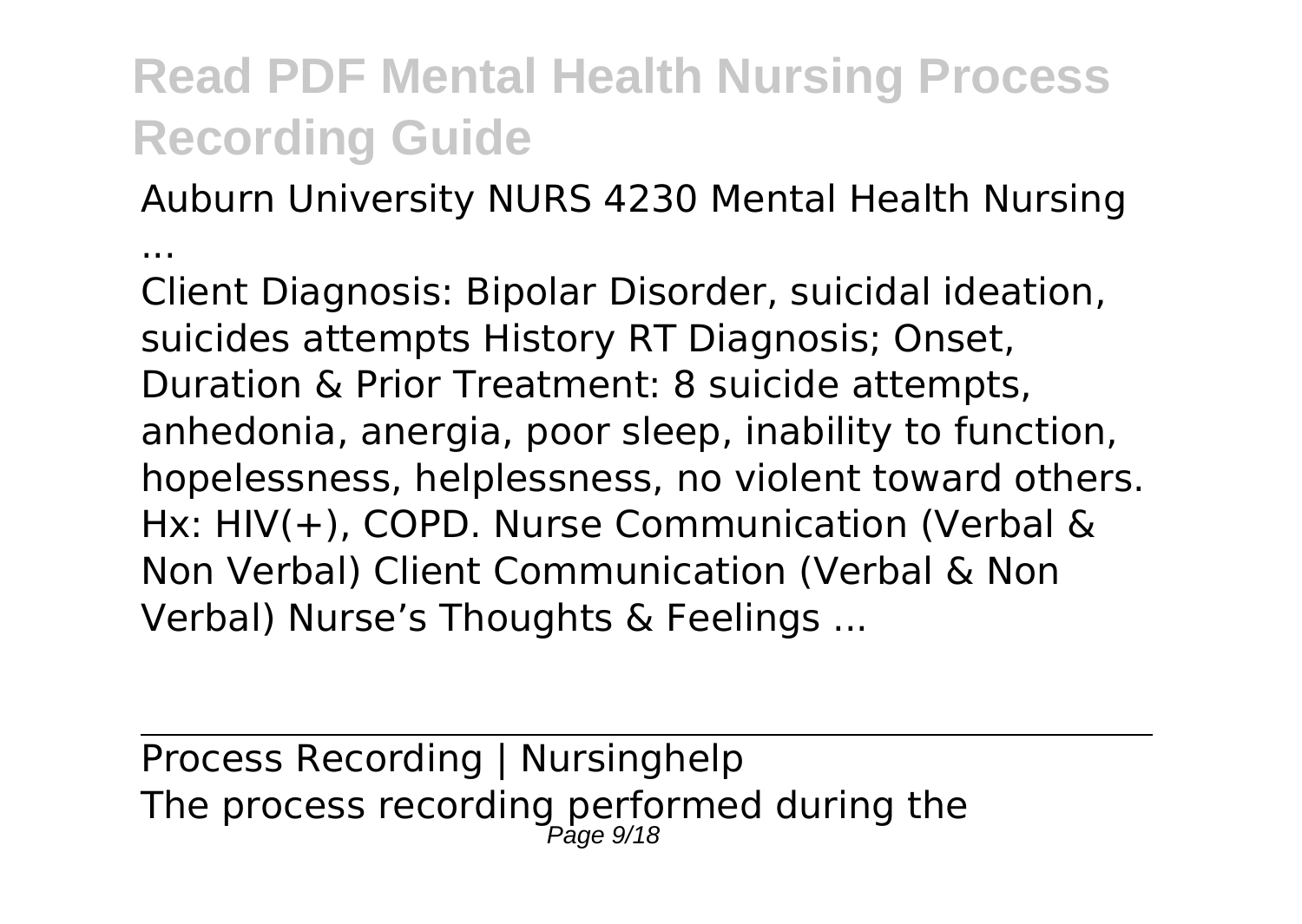Auburn University NURS 4230 Mental Health Nursing ...

Client Diagnosis: Bipolar Disorder, suicidal ideation, suicides attempts History RT Diagnosis; Onset, Duration & Prior Treatment: 8 suicide attempts, anhedonia, anergia, poor sleep, inability to function, hopelessness, helplessness, no violent toward others. Hx: HIV(+), COPD. Nurse Communication (Verbal & Non Verbal) Client Communication (Verbal & Non Verbal) Nurse's Thoughts & Feelings ...

---

Process Recording | Nursinghelp

The process recording performed during the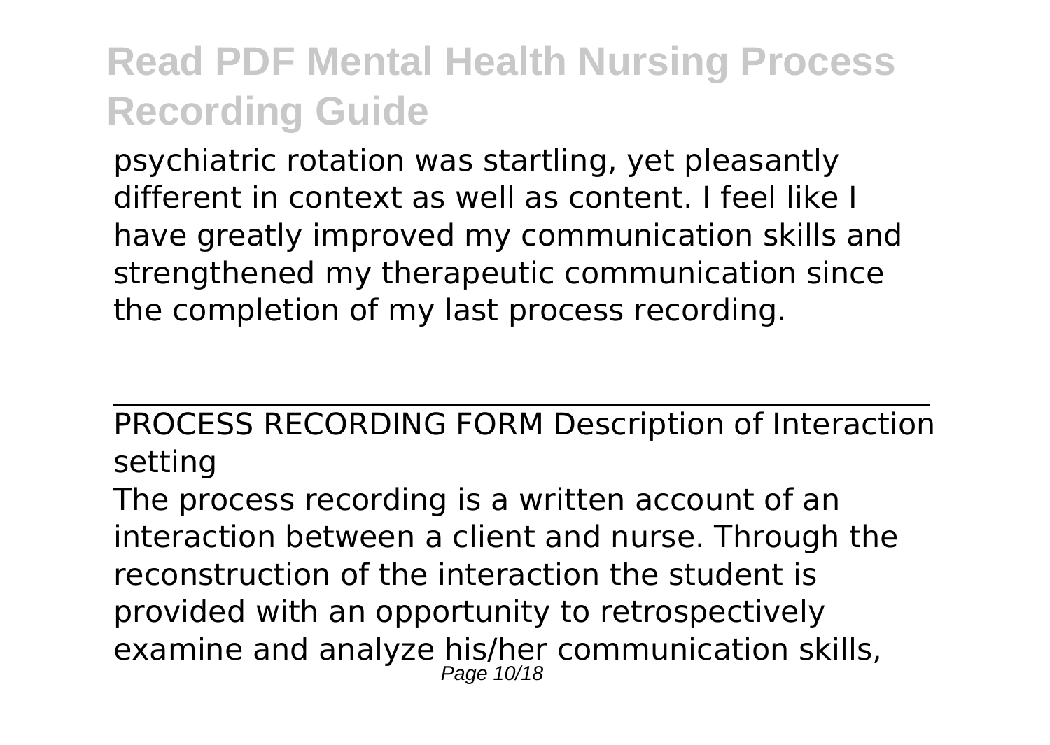psychiatric rotation was startling, yet pleasantly different in context as well as content. I feel like I have greatly improved my communication skills and strengthened my therapeutic communication since the completion of my last process recording.

---

PROCESS RECORDING FORM Description of Interaction setting

The process recording is a written account of an interaction between a client and nurse. Through the reconstruction of the interaction the student is provided with an opportunity to retrospectively examine and analyze his/her communication skills,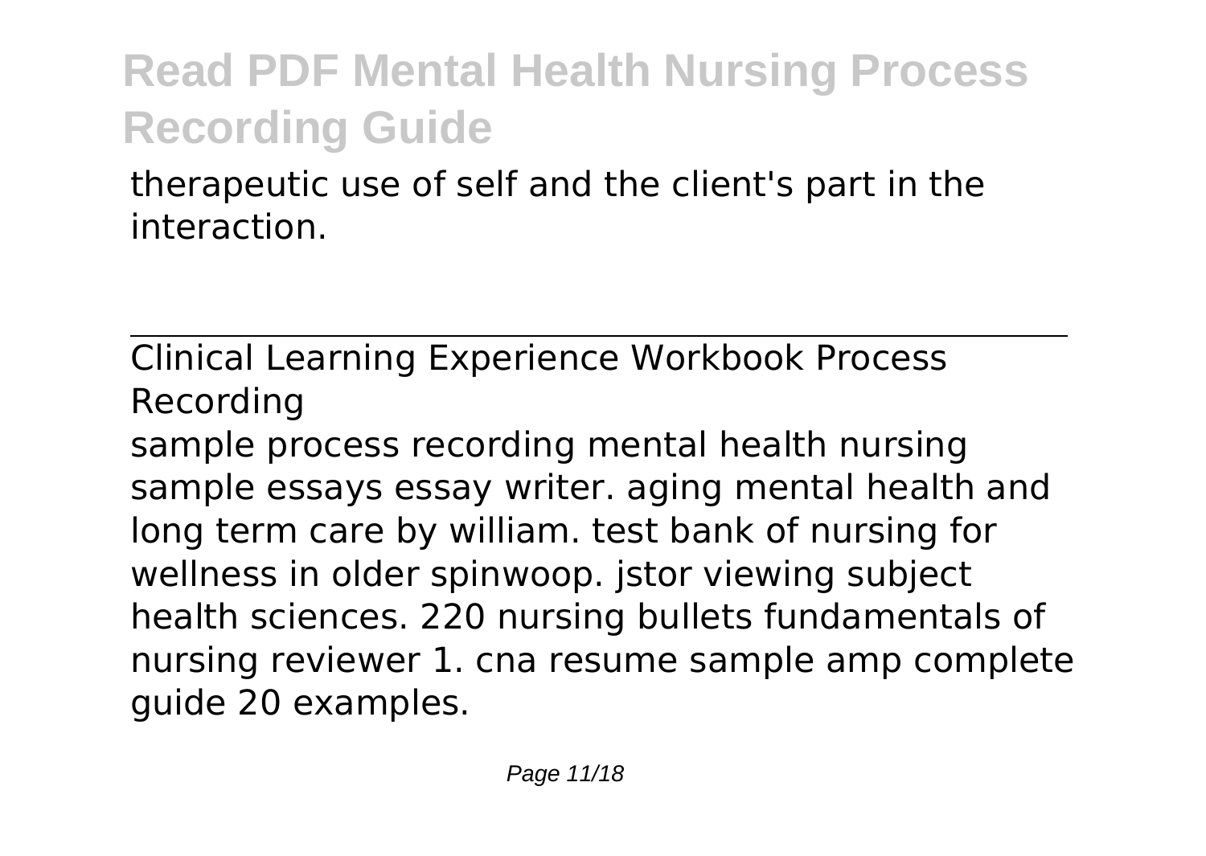therapeutic use of self and the client's part in the interaction.

Clinical Learning Experience Workbook Process Recording

sample process recording mental health nursing sample essays essay writer. aging mental health and long term care by william. test bank of nursing for wellness in older spinwoop. jstor viewing subject health sciences. 220 nursing bullets fundamentals of nursing reviewer 1. cna resume sample amp complete guide 20 examples.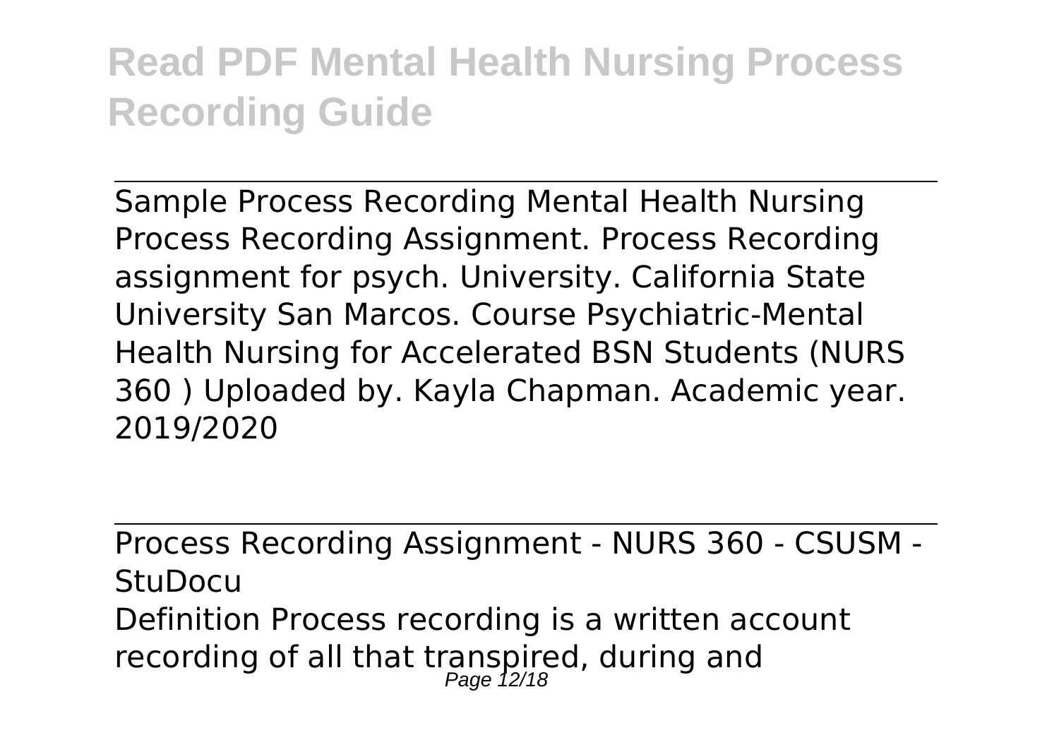Sample Process Recording Mental Health Nursing Process Recording Assignment. Process Recording assignment for psych. University. California State University San Marcos. Course Psychiatric-Mental Health Nursing for Accelerated BSN Students (NURS 360 ) Uploaded by. Kayla Chapman. Academic year. 2019/2020

Process Recording Assignment - NURS 360 - CSUSM - StuDocu

Definition Process recording is a written account recording of all that transpired, during and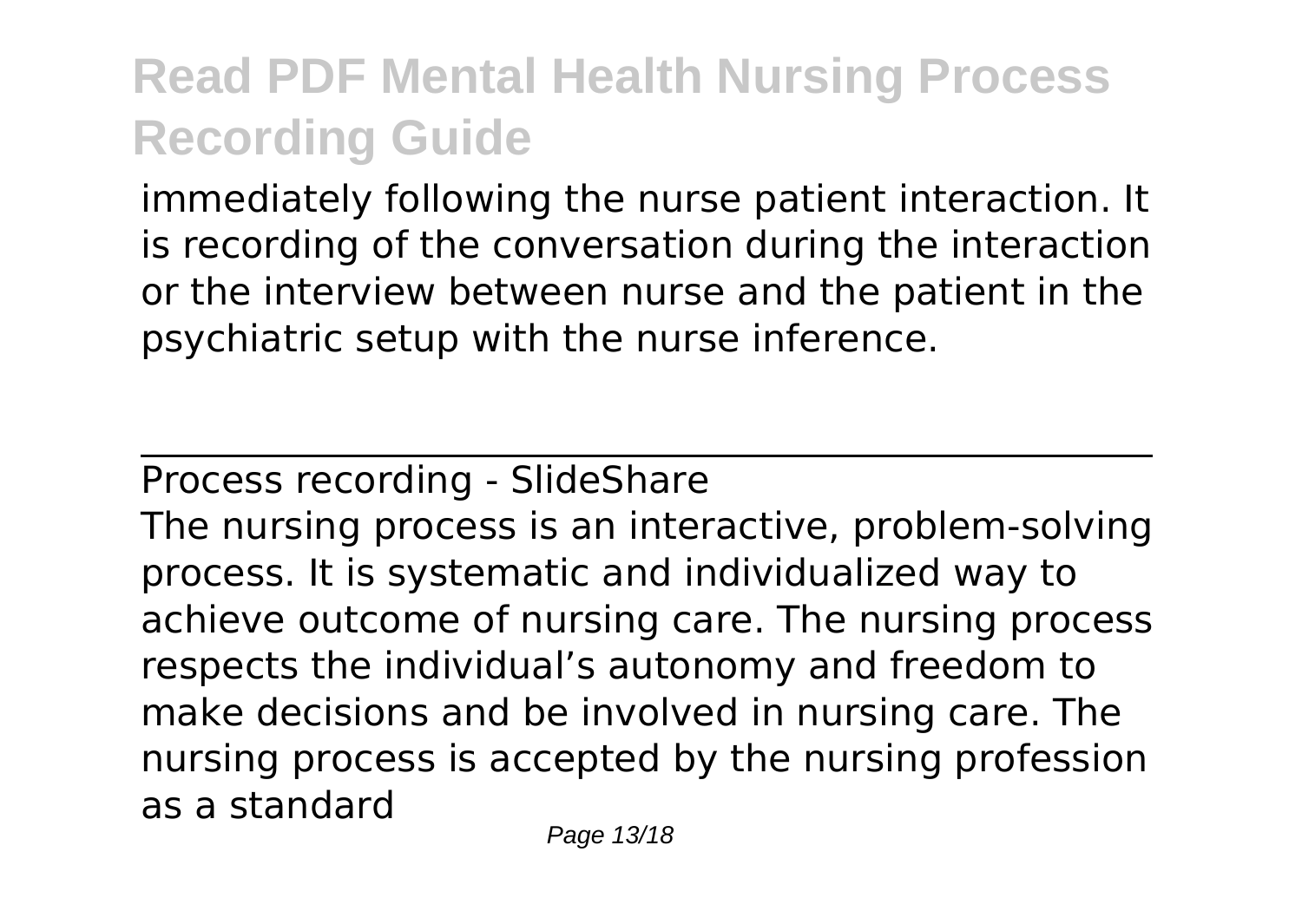immediately following the nurse patient interaction. It is recording of the conversation during the interaction or the interview between nurse and the patient in the psychiatric setup with the nurse inference.

Process recording - SlideShare

The nursing process is an interactive, problem-solving process. It is systematic and individualized way to achieve outcome of nursing care. The nursing process respects the individual's autonomy and freedom to make decisions and be involved in nursing care. The nursing process is accepted by the nursing profession as a standard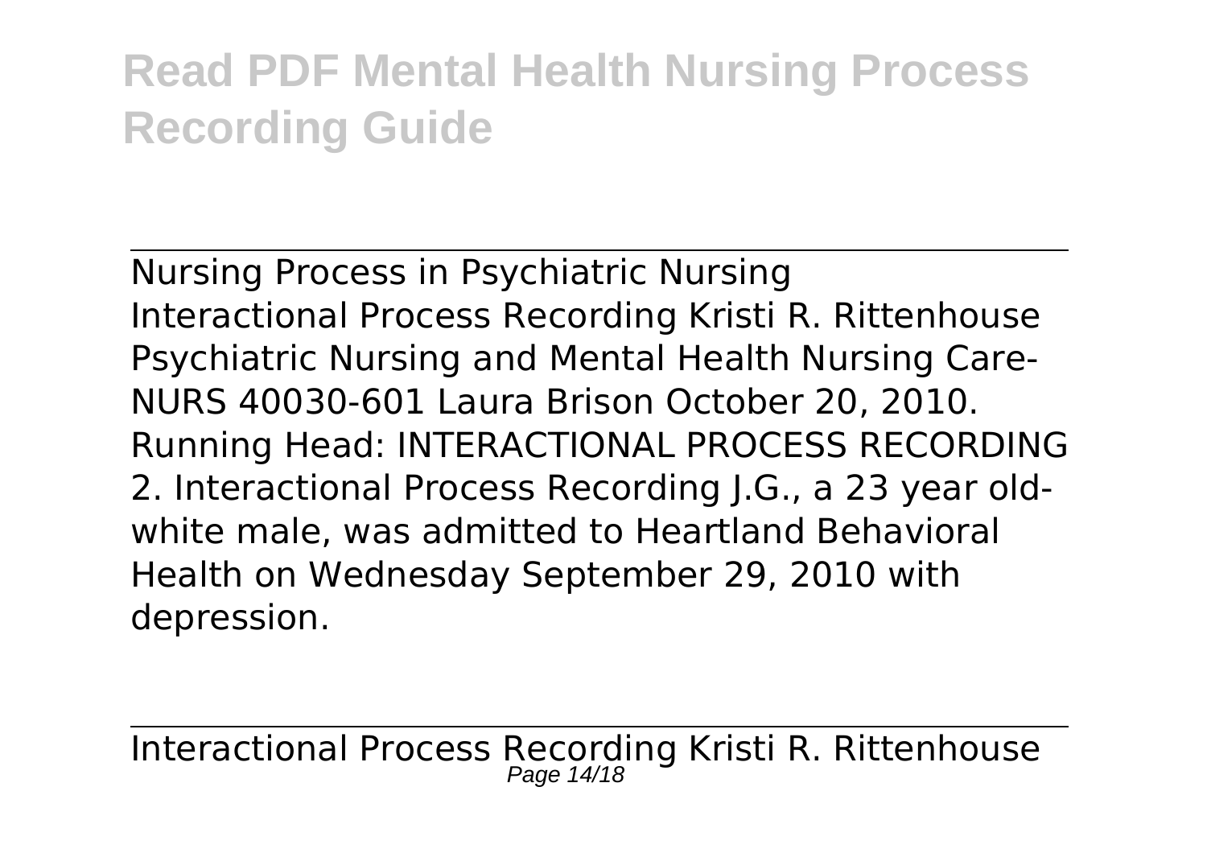Nursing Process in Psychiatric Nursing
Interactional Process Recording Kristi R. Rittenhouse Psychiatric Nursing and Mental Health Nursing Care- NURS 40030-601 Laura Brison October 20, 2010. Running Head: INTERACTIONAL PROCESS RECORDING 2. Interactional Process Recording J.G., a 23 year old- white male, was admitted to Heartland Behavioral Health on Wednesday September 29, 2010 with depression.

Interactional Process Recording Kristi R. Rittenhouse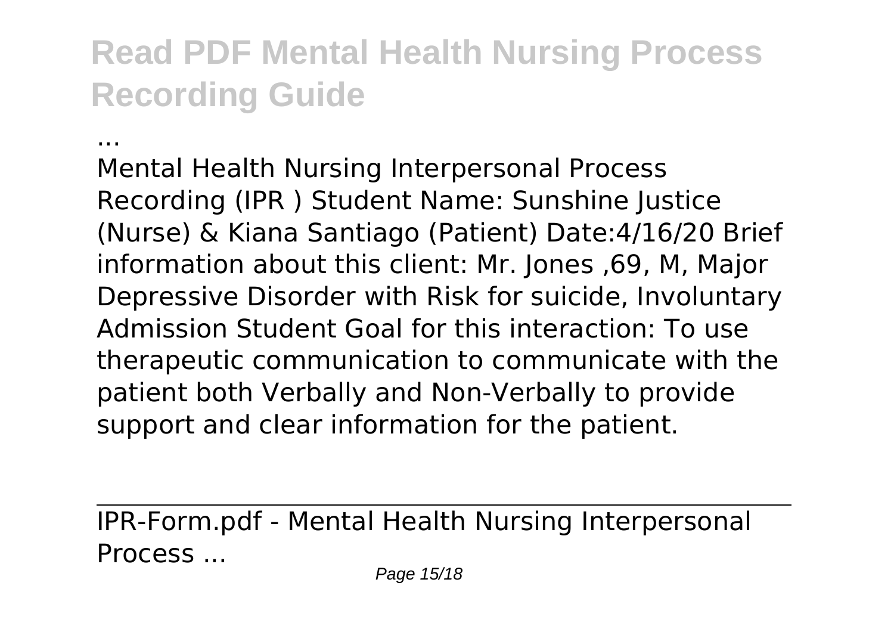# Read PDF Mental Health Nursing Process Recording Guide

...

Mental Health Nursing Interpersonal Process Recording (IPR ) Student Name: Sunshine Justice (Nurse) & Kiana Santiago (Patient) Date:4/16/20 Brief information about this client: Mr. Jones ,69, M, Major Depressive Disorder with Risk for suicide, Involuntary Admission Student Goal for this interaction: To use therapeutic communication to communicate with the patient both Verbally and Non-Verbally to provide support and clear information for the patient.

IPR-Form.pdf - Mental Health Nursing Interpersonal Process ...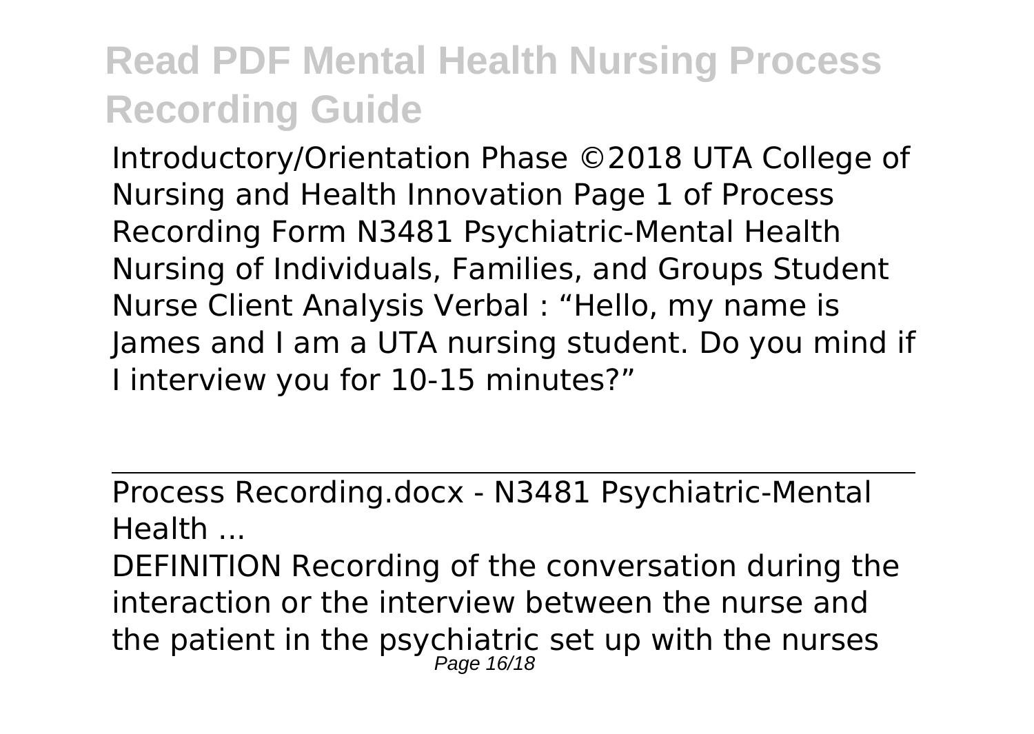Introductory/Orientation Phase ©2018 UTA College of Nursing and Health Innovation Page 1 of Process Recording Form N3481 Psychiatric-Mental Health Nursing of Individuals, Families, and Groups Student Nurse Client Analysis Verbal : “Hello, my name is James and I am a UTA nursing student. Do you mind if I interview you for 10-15 minutes?”

---

Process Recording.docx - N3481 Psychiatric-Mental Health ...

DEFINITION Recording of the conversation during the interaction or the interview between the nurse and the patient in the psychiatric set up with the nurses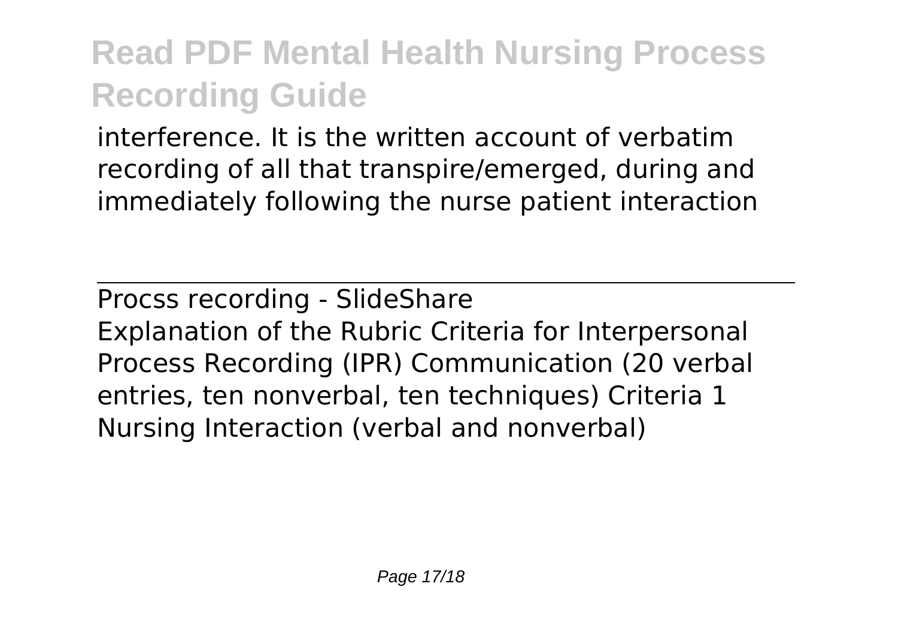interference. It is the written account of verbatim recording of all that transpire/emerged, during and immediately following the nurse patient interaction

Procss recording - SlideShare

Explanation of the Rubric Criteria for Interpersonal Process Recording (IPR) Communication (20 verbal entries, ten nonverbal, ten techniques) Criteria 1 Nursing Interaction (verbal and nonverbal)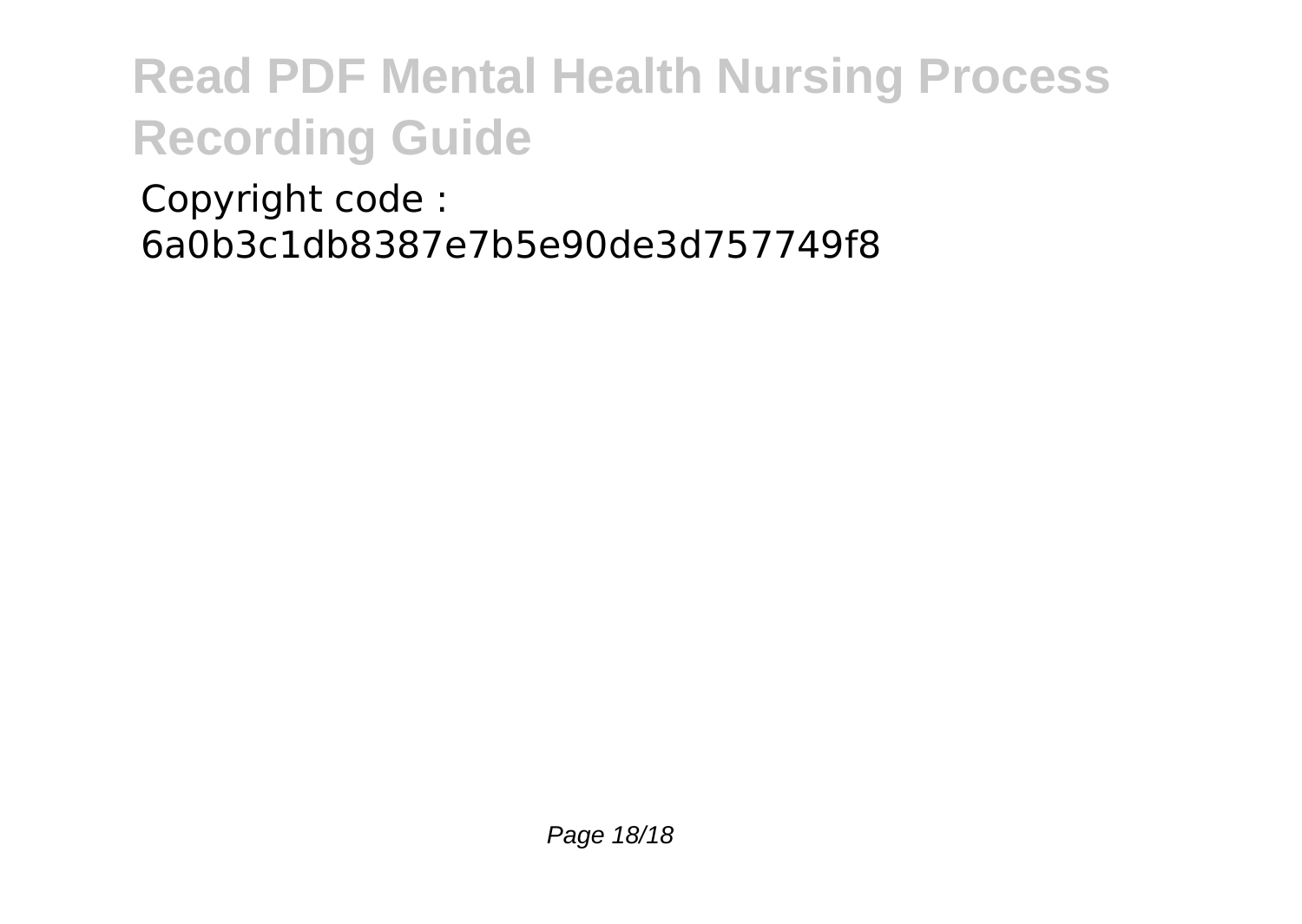Copyright code : 6a0b3c1db8387e7b5e90de3d757749f8